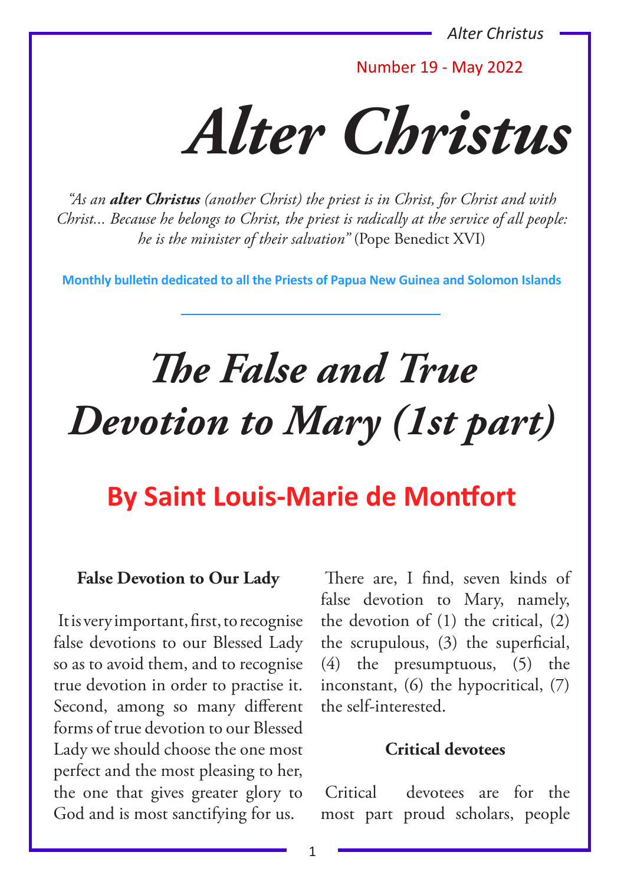Number 19 - May 2022

# Alter Christus

*"As an **alter Christus** (another Christ) the priest is in Christ, for Christ and with Christ... Because he belongs to Christ, the priest is radically at the service of all people: he is the minister of their salvation"* (Pope Benedict XVI)

**Monthly bulletin dedicated to all the Priests of Papua New Guinea and Solomon Islands**

# *The False and True Devotion to Mary (1st part)*

## By Saint Louis-Marie de Montfort

### False Devotion to Our Lady

It is very important, first, to recognise false devotions to our Blessed Lady so as to avoid them, and to recognise true devotion in order to practise it. Second, among so many different forms of true devotion to our Blessed Lady we should choose the one most perfect and the most pleasing to her, the one that gives greater glory to God and is most sanctifying for us.

There are, I find, seven kinds of false devotion to Mary, namely, the devotion of (1) the critical, (2) the scrupulous, (3) the superficial, (4) the presumptuous, (5) the inconstant, (6) the hypocritical, (7) the self-interested.

### Critical devotees

Critical devotees are for the most part proud scholars, people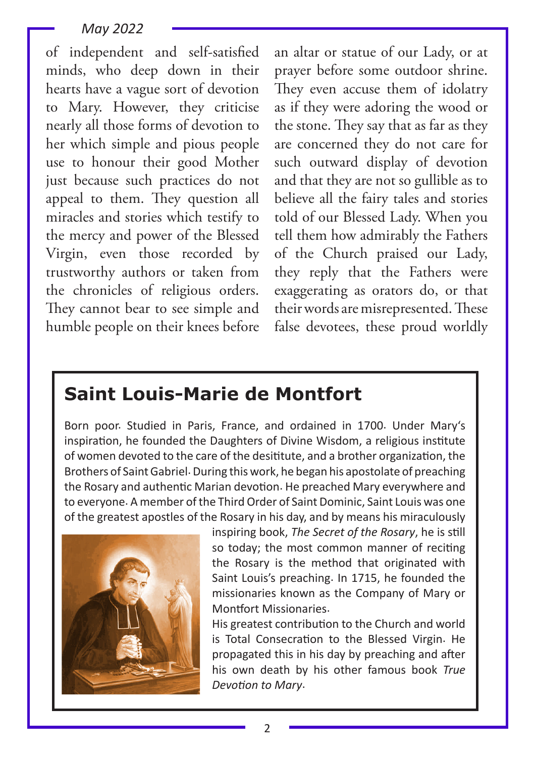of independent and self-satisfied minds, who deep down in their hearts have a vague sort of devotion to Mary. However, they criticise nearly all those forms of devotion to her which simple and pious people use to honour their good Mother just because such practices do not appeal to them. They question all miracles and stories which testify to the mercy and power of the Blessed Virgin, even those recorded by trustworthy authors or taken from the chronicles of religious orders. They cannot bear to see simple and humble people on their knees before an altar or statue of our Lady, or at prayer before some outdoor shrine. They even accuse them of idolatry as if they were adoring the wood or the stone. They say that as far as they are concerned they do not care for such outward display of devotion and that they are not so gullible as to believe all the fairy tales and stories told of our Blessed Lady. When you tell them how admirably the Fathers of the Church praised our Lady, they reply that the Fathers were exaggerating as orators do, or that their words are misrepresented. These false devotees, these proud worldly

## Saint Louis-Marie de Montfort

Born poor. Studied in Paris, France, and ordained in 1700. Under Mary's inspiration, he founded the Daughters of Divine Wisdom, a religious institute of women devoted to the care of the desititute, and a brother organization, the Brothers of Saint Gabriel. During this work, he began his apostolate of preaching the Rosary and authentic Marian devotion. He preached Mary everywhere and to everyone. A member of the Third Order of Saint Dominic, Saint Louis was one of the greatest apostles of the Rosary in his day, and by means his miraculously inspiring book, *The Secret of the Rosary*, he is still so today; the most common manner of reciting the Rosary is the method that originated with Saint Louis's preaching. In 1715, he founded the missionaries known as the Company of Mary or Montfort Missionaries.

His greatest contribution to the Church and world is Total Consecration to the Blessed Virgin. He propagated this in his day by preaching and after his own death by his other famous book *True Devotion to Mary*.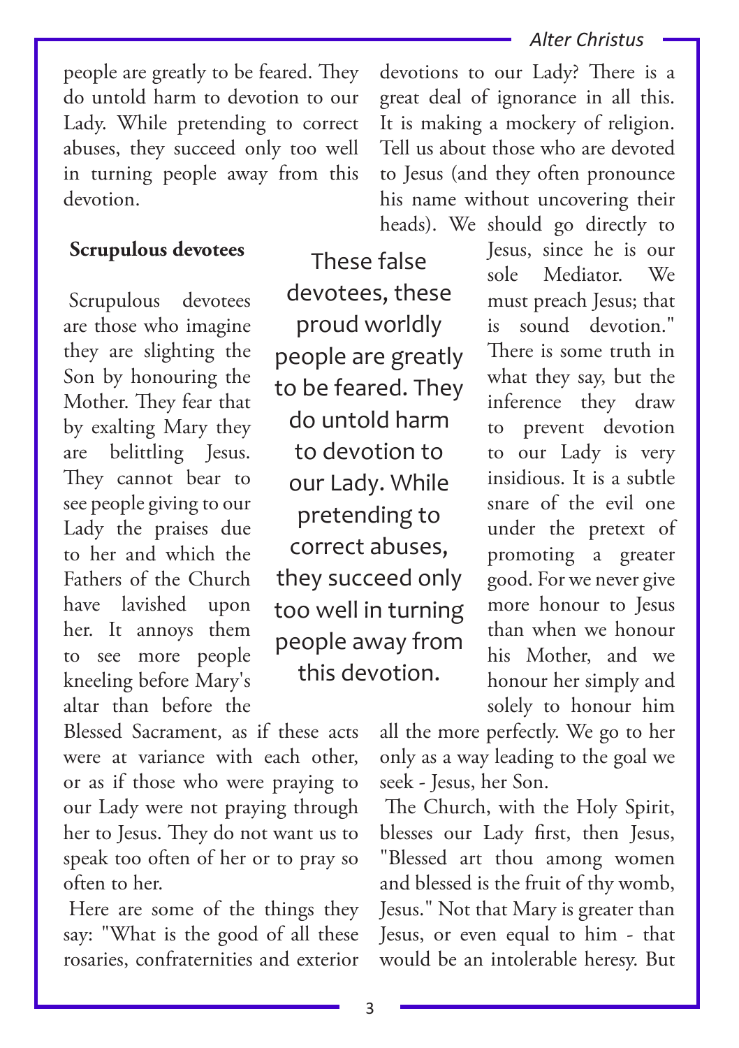people are greatly to be feared. They do untold harm to devotion to our Lady. While pretending to correct abuses, they succeed only too well in turning people away from this devotion.

### Scrupulous devotees

Scrupulous devotees are those who imagine they are slighting the Son by honouring the Mother. They fear that by exalting Mary they are belittling Jesus. They cannot bear to see people giving to our Lady the praises due to her and which the Fathers of the Church have lavished upon her. It annoys them to see more people kneeling before Mary's altar than before the Blessed Sacrament, as if these acts were at variance with each other, or as if those who were praying to our Lady were not praying through her to Jesus. They do not want us to speak too often of her or to pray so often to her.

Here are some of the things they say: "What is the good of all these rosaries, confraternities and exterior devotions to our Lady? There is a great deal of ignorance in all this. It is making a mockery of religion. Tell us about those who are devoted to Jesus (and they often pronounce his name without uncovering their heads). We should go directly to Jesus, since he is our sole Mediator. We must preach Jesus; that is sound devotion." There is some truth in what they say, but the inference they draw to prevent devotion to our Lady is very insidious. It is a subtle snare of the evil one under the pretext of promoting a greater good. For we never give more honour to Jesus than when we honour his Mother, and we honour her simply and solely to honour him all the more perfectly. We go to her only as a way leading to the goal we seek - Jesus, her Son.

> These false devotees, these proud worldly people are greatly to be feared. They do untold harm to devotion to our Lady. While pretending to correct abuses, they succeed only too well in turning people away from this devotion.

The Church, with the Holy Spirit, blesses our Lady first, then Jesus, "Blessed art thou among women and blessed is the fruit of thy womb, Jesus." Not that Mary is greater than Jesus, or even equal to him - that would be an intolerable heresy. But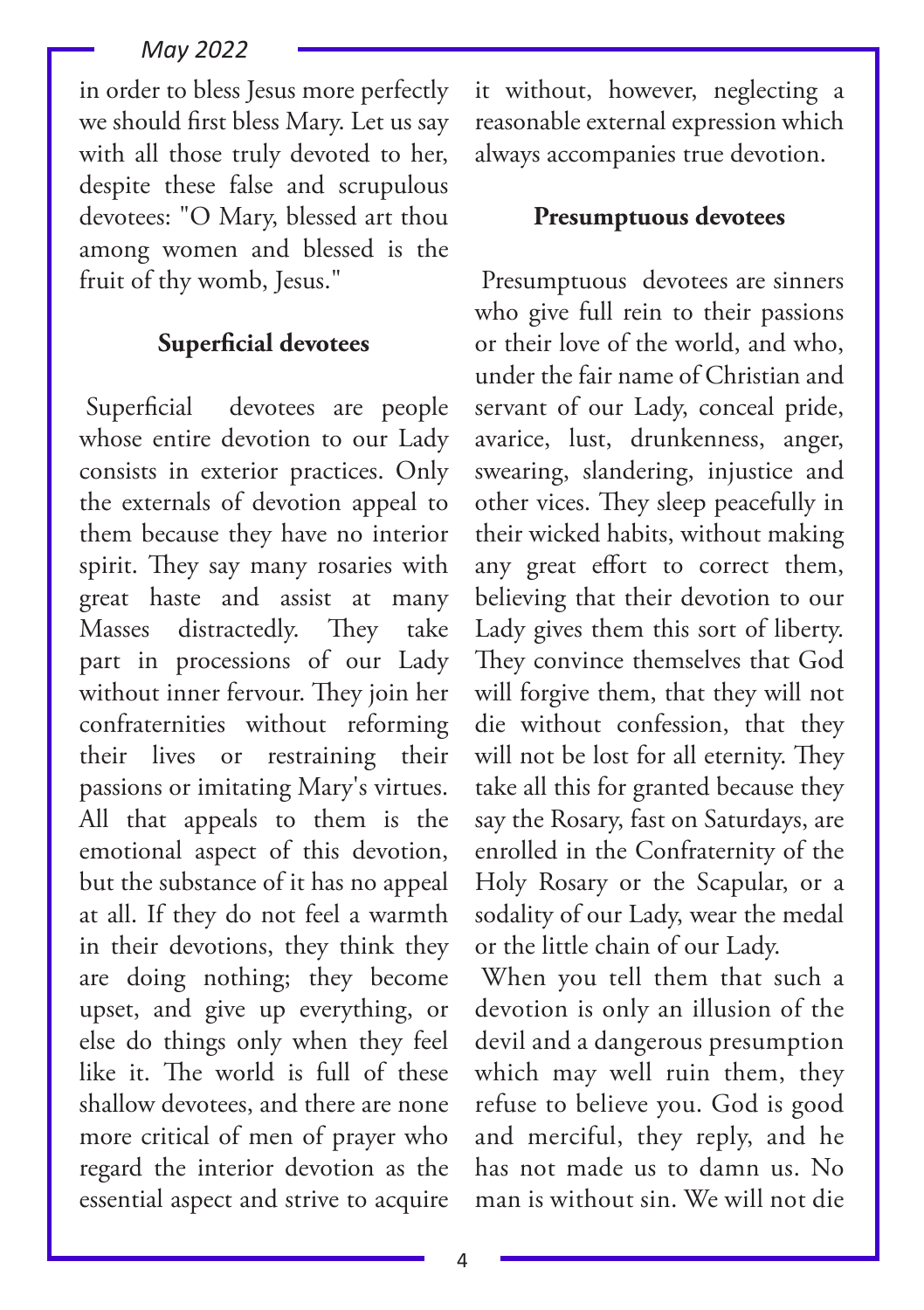in order to bless Jesus more perfectly we should first bless Mary. Let us say with all those truly devoted to her, despite these false and scrupulous devotees: "O Mary, blessed art thou among women and blessed is the fruit of thy womb, Jesus."

### Superficial devotees

Superficial devotees are people whose entire devotion to our Lady consists in exterior practices. Only the externals of devotion appeal to them because they have no interior spirit. They say many rosaries with great haste and assist at many Masses distractedly. They take part in processions of our Lady without inner fervour. They join her confraternities without reforming their lives or restraining their passions or imitating Mary's virtues. All that appeals to them is the emotional aspect of this devotion, but the substance of it has no appeal at all. If they do not feel a warmth in their devotions, they think they are doing nothing; they become upset, and give up everything, or else do things only when they feel like it. The world is full of these shallow devotees, and there are none more critical of men of prayer who regard the interior devotion as the essential aspect and strive to acquire it without, however, neglecting a reasonable external expression which always accompanies true devotion.

### Presumptuous devotees

Presumptuous devotees are sinners who give full rein to their passions or their love of the world, and who, under the fair name of Christian and servant of our Lady, conceal pride, avarice, lust, drunkenness, anger, swearing, slandering, injustice and other vices. They sleep peacefully in their wicked habits, without making any great effort to correct them, believing that their devotion to our Lady gives them this sort of liberty. They convince themselves that God will forgive them, that they will not die without confession, that they will not be lost for all eternity. They take all this for granted because they say the Rosary, fast on Saturdays, are enrolled in the Confraternity of the Holy Rosary or the Scapular, or a sodality of our Lady, wear the medal or the little chain of our Lady.

When you tell them that such a devotion is only an illusion of the devil and a dangerous presumption which may well ruin them, they refuse to believe you. God is good and merciful, they reply, and he has not made us to damn us. No man is without sin. We will not die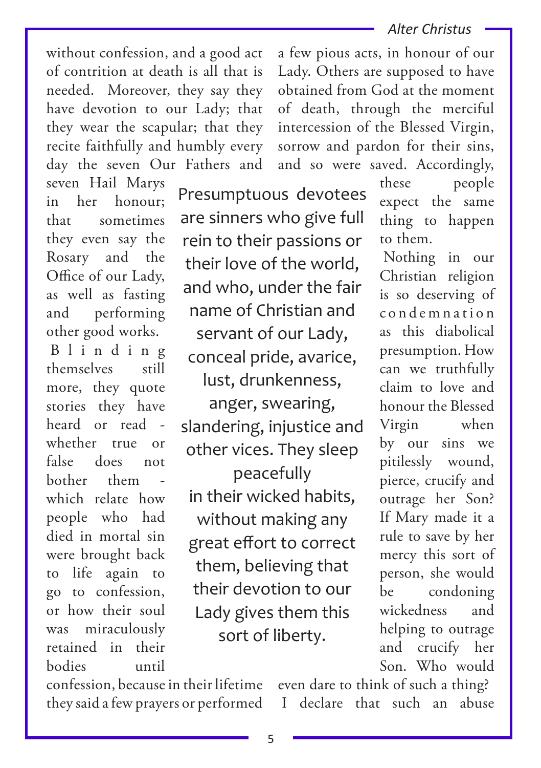without confession, and a good act of contrition at death is all that is needed. Moreover, they say they have devotion to our Lady; that they wear the scapular; that they recite faithfully and humbly every day the seven Our Fathers and seven Hail Marys in her honour; that sometimes they even say the Rosary and the Office of our Lady, as well as fasting and performing other good works.

Blinding themselves still more, they quote stories they have heard or read - whether true or false does not bother them - which relate how people who had died in mortal sin were brought back to life again to go to confession, or how their soul was miraculously retained in their bodies until confession, because in their lifetime they said a few prayers or performed a few pious acts, in honour of our Lady. Others are supposed to have obtained from God at the moment of death, through the merciful intercession of the Blessed Virgin, sorrow and pardon for their sins, and so were saved. Accordingly, these people expect the same thing to happen to them.

Nothing in our Christian religion is so deserving of condemnation as this diabolical presumption. How can we truthfully claim to love and honour the Blessed Virgin when by our sins we pitilessly wound, pierce, crucify and outrage her Son? If Mary made it a rule to save by her mercy this sort of person, she would be condoning wickedness and helping to outrage and crucify her Son. Who would even dare to think of such a thing? I declare that such an abuse

> Presumptuous devotees are sinners who give full rein to their passions or their love of the world, and who, under the fair name of Christian and servant of our Lady, conceal pride, avarice, lust, drunkenness, anger, swearing, slandering, injustice and other vices. They sleep peacefully in their wicked habits, without making any great effort to correct them, believing that their devotion to our Lady gives them this sort of liberty.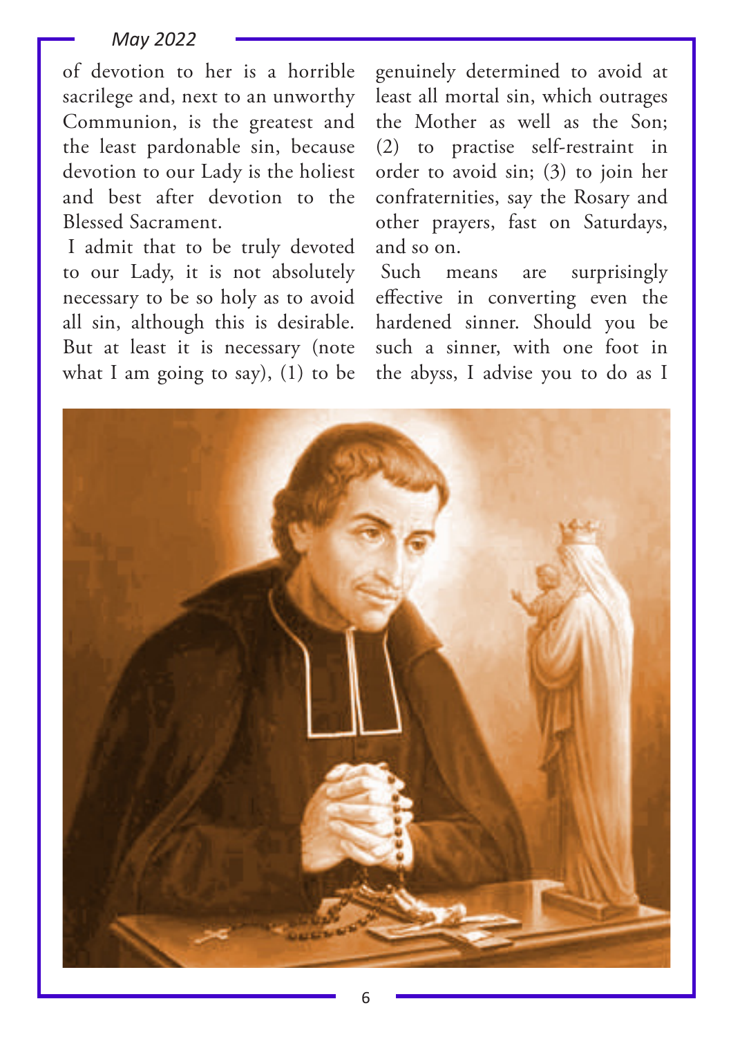of devotion to her is a horrible sacrilege and, next to an unworthy Communion, is the greatest and the least pardonable sin, because devotion to our Lady is the holiest and best after devotion to the Blessed Sacrament.

I admit that to be truly devoted to our Lady, it is not absolutely necessary to be so holy as to avoid all sin, although this is desirable. But at least it is necessary (note what I am going to say), (1) to be genuinely determined to avoid at least all mortal sin, which outrages the Mother as well as the Son; (2) to practise self-restraint in order to avoid sin; (3) to join her confraternities, say the Rosary and other prayers, fast on Saturdays, and so on.

Such means are surprisingly effective in converting even the hardened sinner. Should you be such a sinner, with one foot in the abyss, I advise you to do as I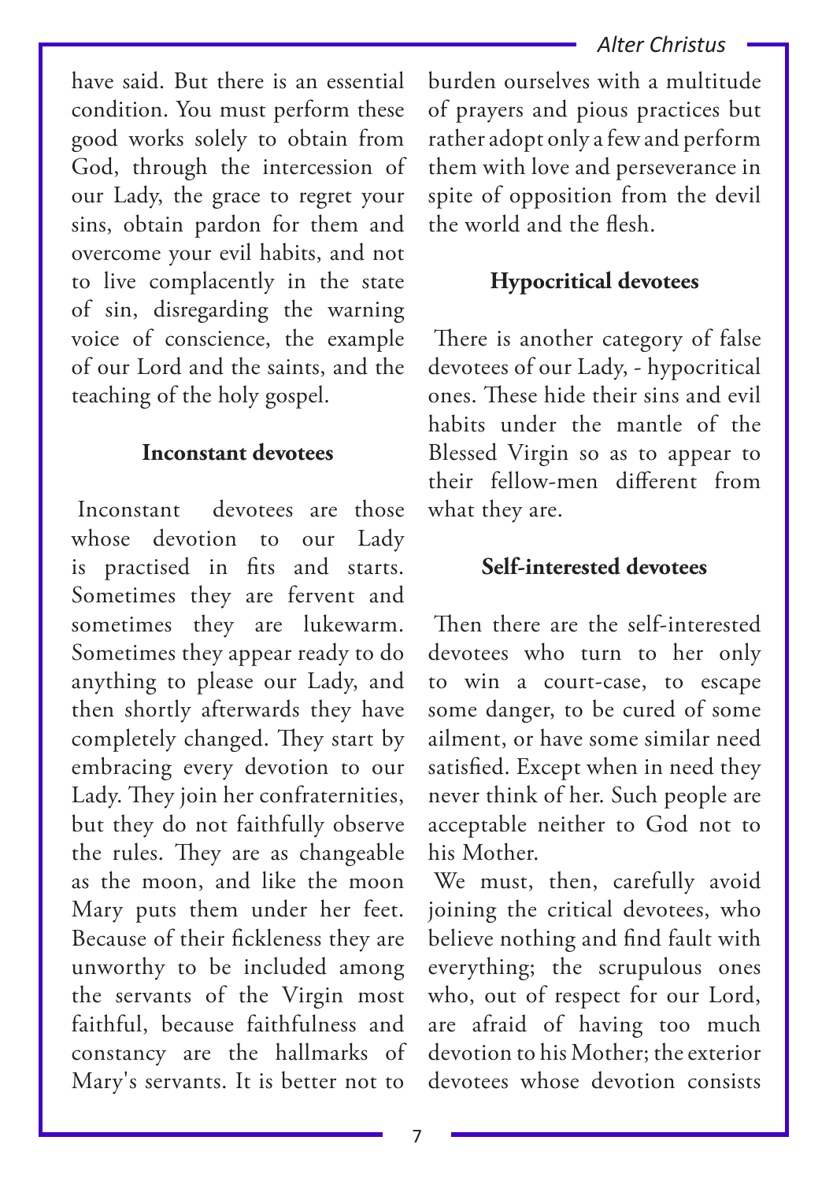have said. But there is an essential condition. You must perform these good works solely to obtain from God, through the intercession of our Lady, the grace to regret your sins, obtain pardon for them and overcome your evil habits, and not to live complacently in the state of sin, disregarding the warning voice of conscience, the example of our Lord and the saints, and the teaching of the holy gospel.

### Inconstant devotees

Inconstant devotees are those whose devotion to our Lady is practised in fits and starts. Sometimes they are fervent and sometimes they are lukewarm. Sometimes they appear ready to do anything to please our Lady, and then shortly afterwards they have completely changed. They start by embracing every devotion to our Lady. They join her confraternities, but they do not faithfully observe the rules. They are as changeable as the moon, and like the moon Mary puts them under her feet. Because of their fickleness they are unworthy to be included among the servants of the Virgin most faithful, because faithfulness and constancy are the hallmarks of Mary's servants. It is better not to burden ourselves with a multitude of prayers and pious practices but rather adopt only a few and perform them with love and perseverance in spite of opposition from the devil the world and the flesh.

### Hypocritical devotees

There is another category of false devotees of our Lady, - hypocritical ones. These hide their sins and evil habits under the mantle of the Blessed Virgin so as to appear to their fellow-men different from what they are.

### Self-interested devotees

Then there are the self-interested devotees who turn to her only to win a court-case, to escape some danger, to be cured of some ailment, or have some similar need satisfied. Except when in need they never think of her. Such people are acceptable neither to God not to his Mother.

We must, then, carefully avoid joining the critical devotees, who believe nothing and find fault with everything; the scrupulous ones who, out of respect for our Lord, are afraid of having too much devotion to his Mother; the exterior devotees whose devotion consists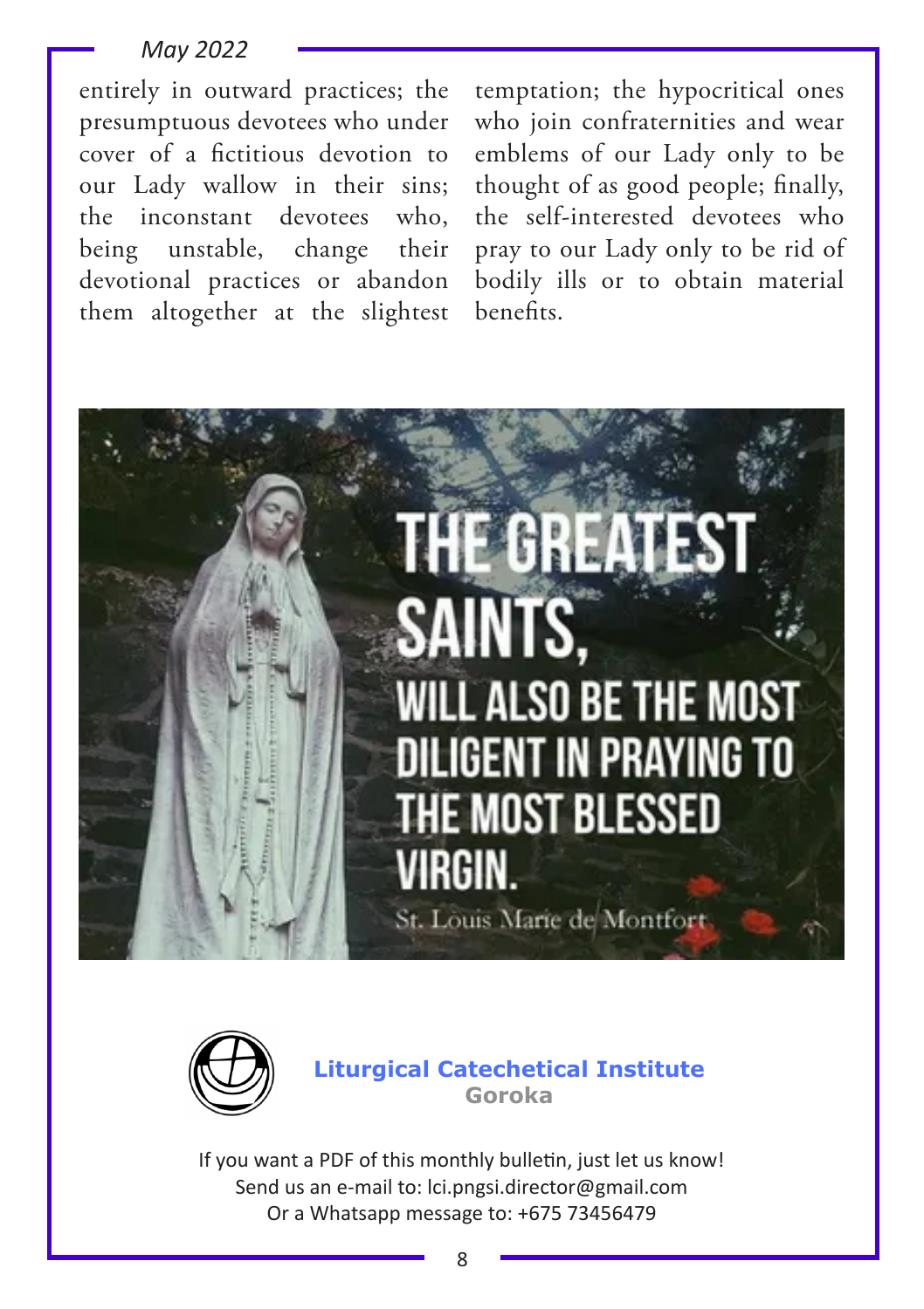entirely in outward practices; the presumptuous devotees who under cover of a fictitious devotion to our Lady wallow in their sins; the inconstant devotees who, being unstable, change their devotional practices or abandon them altogether at the slightest temptation; the hypocritical ones who join confraternities and wear emblems of our Lady only to be thought of as good people; finally, the self-interested devotees who pray to our Lady only to be rid of bodily ills or to obtain material benefits.

THE GREATEST SAINTS, WILL ALSO BE THE MOST DILIGENT IN PRAYING TO THE MOST BLESSED VIRGIN.

St. Louis Marie de Montfort

**Liturgical Catechetical Institute**
**Goroka**

If you want a PDF of this monthly bulletin, just let us know!
Send us an e-mail to: lci.pngsi.director@gmail.com
Or a Whatsapp message to: +675 73456479